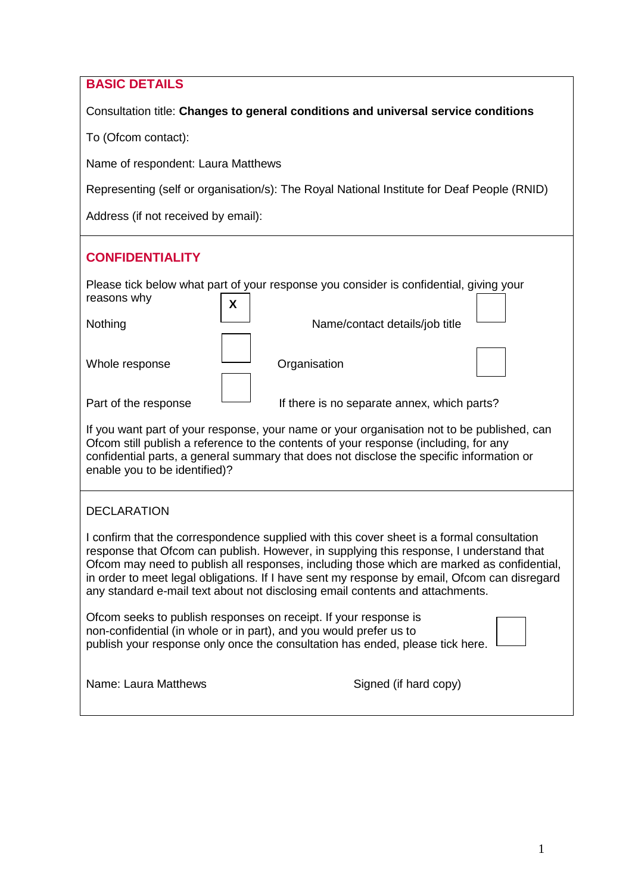## BASIC DETAILS

Consultation title: **Changes to general conditions and universal service conditions**

To (Ofcom contact):

Name of respondent: Laura Matthews

Representing (self or organisation/s): The Royal National Institute for Deaf People (RNID)

Address (if not received by email):

## CONFIDENTIALITY

Please tick below what part of your response you consider is confidential, giving your reasons why

| | | | |
|---|---|---|---|
| Nothing | X | Name/contact details/job title | |
| Whole response | | Organisation | |
| Part of the response | | If there is no separate annex, which parts? | |

If you want part of your response, your name or your organisation not to be published, can Ofcom still publish a reference to the contents of your response (including, for any confidential parts, a general summary that does not disclose the specific information or enable you to be identified)?

DECLARATION

I confirm that the correspondence supplied with this cover sheet is a formal consultation response that Ofcom can publish. However, in supplying this response, I understand that Ofcom may need to publish all responses, including those which are marked as confidential, in order to meet legal obligations. If I have sent my response by email, Ofcom can disregard any standard e-mail text about not disclosing email contents and attachments.

Ofcom seeks to publish responses on receipt. If your response is non-confidential (in whole or in part), and you would prefer us to publish your response only once the consultation has ended, please tick here. ☐

Name: Laura Matthews

Signed (if hard copy)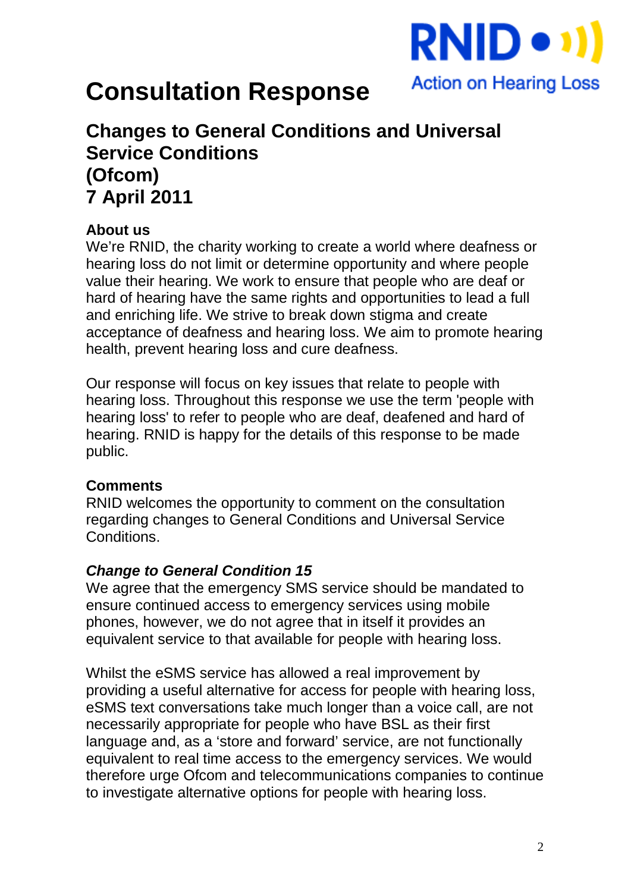# Consultation Response

## Changes to General Conditions and Universal Service Conditions
## (Ofcom)
## 7 April 2011

**About us**
We're RNID, the charity working to create a world where deafness or hearing loss do not limit or determine opportunity and where people value their hearing. We work to ensure that people who are deaf or hard of hearing have the same rights and opportunities to lead a full and enriching life. We strive to break down stigma and create acceptance of deafness and hearing loss. We aim to promote hearing health, prevent hearing loss and cure deafness.

Our response will focus on key issues that relate to people with hearing loss. Throughout this response we use the term 'people with hearing loss' to refer to people who are deaf, deafened and hard of hearing. RNID is happy for the details of this response to be made public.

**Comments**
RNID welcomes the opportunity to comment on the consultation regarding changes to General Conditions and Universal Service Conditions.

***Change to General Condition 15***
We agree that the emergency SMS service should be mandated to ensure continued access to emergency services using mobile phones, however, we do not agree that in itself it provides an equivalent service to that available for people with hearing loss.

Whilst the eSMS service has allowed a real improvement by providing a useful alternative for access for people with hearing loss, eSMS text conversations take much longer than a voice call, are not necessarily appropriate for people who have BSL as their first language and, as a 'store and forward' service, are not functionally equivalent to real time access to the emergency services. We would therefore urge Ofcom and telecommunications companies to continue to investigate alternative options for people with hearing loss.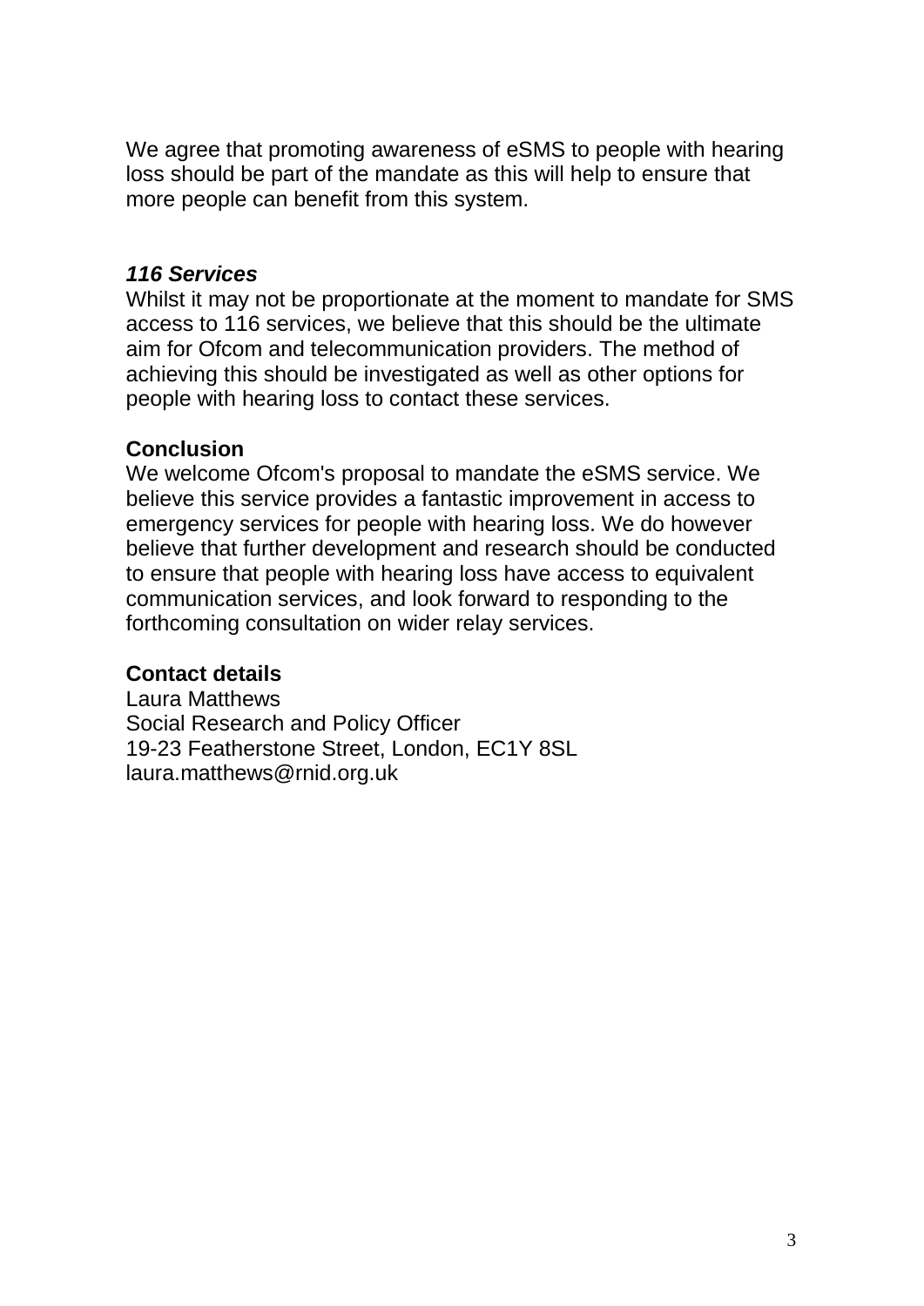We agree that promoting awareness of eSMS to people with hearing loss should be part of the mandate as this will help to ensure that more people can benefit from this system.

***116 Services***

Whilst it may not be proportionate at the moment to mandate for SMS access to 116 services, we believe that this should be the ultimate aim for Ofcom and telecommunication providers. The method of achieving this should be investigated as well as other options for people with hearing loss to contact these services.

**Conclusion**

We welcome Ofcom's proposal to mandate the eSMS service. We believe this service provides a fantastic improvement in access to emergency services for people with hearing loss. We do however believe that further development and research should be conducted to ensure that people with hearing loss have access to equivalent communication services, and look forward to responding to the forthcoming consultation on wider relay services.

**Contact details**

Laura Matthews
Social Research and Policy Officer
19-23 Featherstone Street, London, EC1Y 8SL
laura.matthews@rnid.org.uk